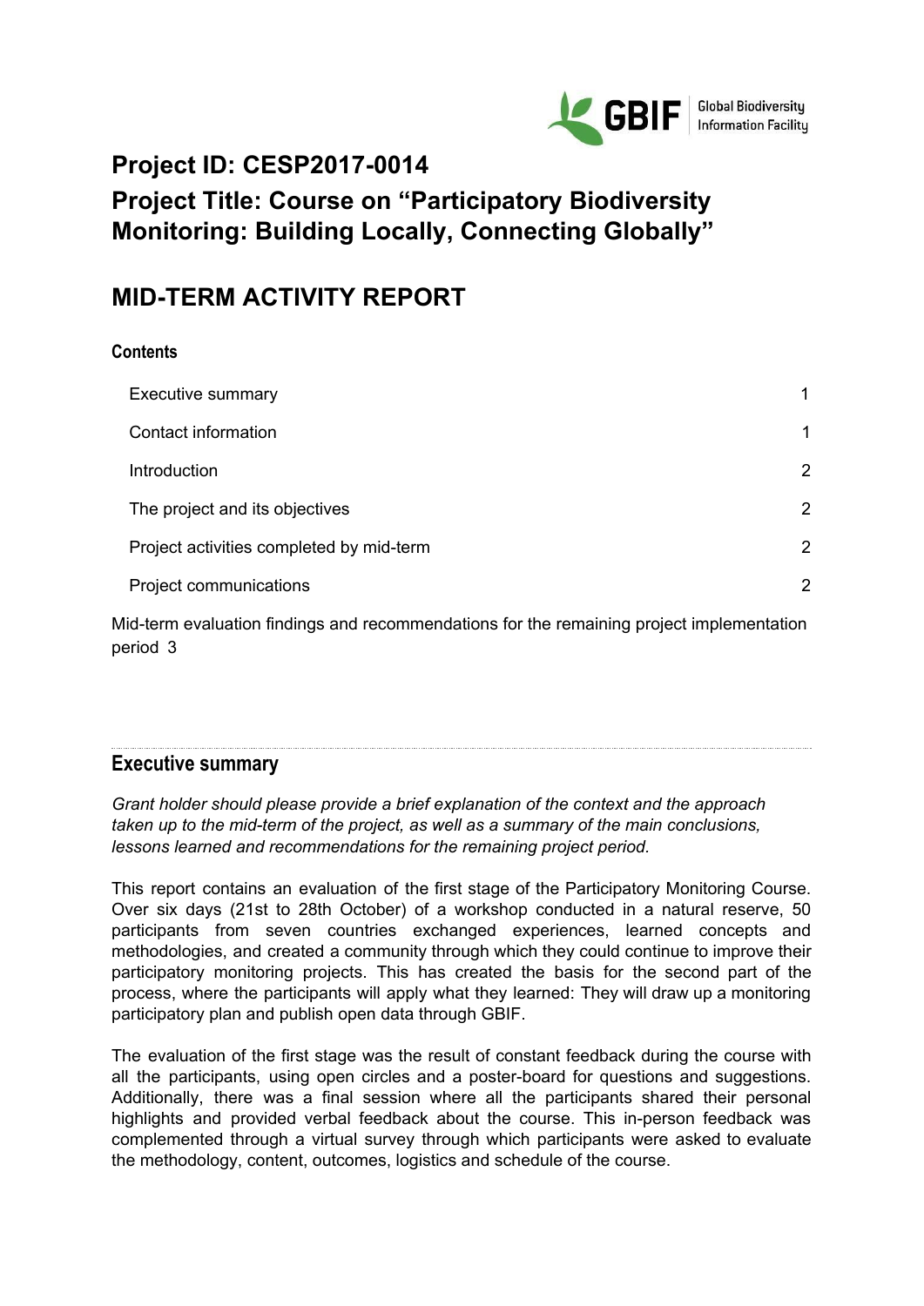# Project ID: CESP2017-0014

# Project Title: Course on "Participatory Biodiversity Monitoring: Building Locally, Connecting Globally"

## MID-TERM ACTIVITY REPORT

**Contents**

| | |
|---|---|
| Executive summary | 1 |
| Contact information | 1 |
| Introduction | 2 |
| The project and its objectives | 2 |
| Project activities completed by mid-term | 2 |
| Project communications | 2 |
| Mid-term evaluation findings and recommendations for the remaining project implementation period | 3 |

## Executive summary

*Grant holder should please provide a brief explanation of the context and the approach taken up to the mid-term of the project, as well as a summary of the main conclusions, lessons learned and recommendations for the remaining project period.*

This report contains an evaluation of the first stage of the Participatory Monitoring Course. Over six days (21st to 28th October) of a workshop conducted in a natural reserve, 50 participants from seven countries exchanged experiences, learned concepts and methodologies, and created a community through which they could continue to improve their participatory monitoring projects. This has created the basis for the second part of the process, where the participants will apply what they learned: They will draw up a monitoring participatory plan and publish open data through GBIF.

The evaluation of the first stage was the result of constant feedback during the course with all the participants, using open circles and a poster-board for questions and suggestions. Additionally, there was a final session where all the participants shared their personal highlights and provided verbal feedback about the course. This in-person feedback was complemented through a virtual survey through which participants were asked to evaluate the methodology, content, outcomes, logistics and schedule of the course.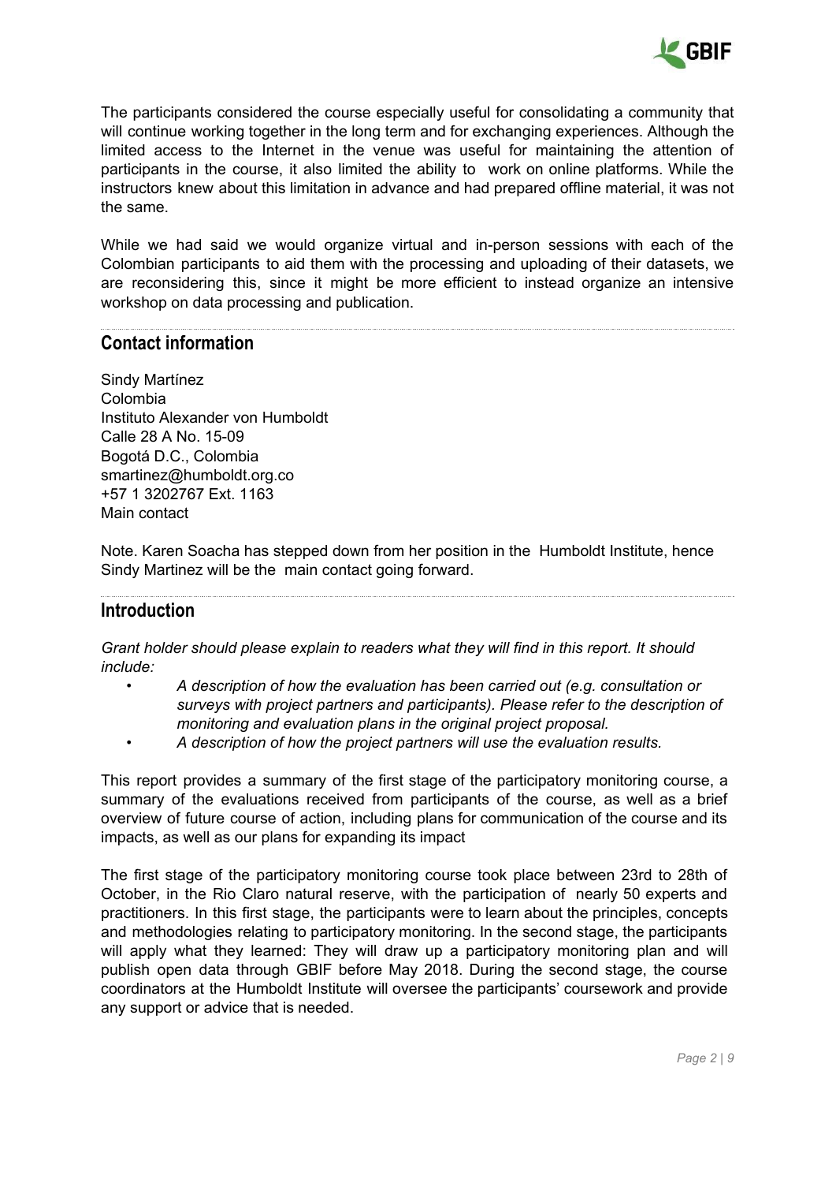The participants considered the course especially useful for consolidating a community that will continue working together in the long term and for exchanging experiences. Although the limited access to the Internet in the venue was useful for maintaining the attention of participants in the course, it also limited the ability to work on online platforms. While the instructors knew about this limitation in advance and had prepared offline material, it was not the same.

While we had said we would organize virtual and in-person sessions with each of the Colombian participants to aid them with the processing and uploading of their datasets, we are reconsidering this, since it might be more efficient to instead organize an intensive workshop on data processing and publication.

## Contact information

Sindy Martínez
Colombia
Instituto Alexander von Humboldt
Calle 28 A No. 15-09
Bogotá D.C., Colombia
smartinez@humboldt.org.co
+57 1 3202767 Ext. 1163
Main contact

Note. Karen Soacha has stepped down from her position in the Humboldt Institute, hence Sindy Martinez will be the main contact going forward.

## Introduction

*Grant holder should please explain to readers what they will find in this report. It should include:*

- *A description of how the evaluation has been carried out (e.g. consultation or surveys with project partners and participants). Please refer to the description of monitoring and evaluation plans in the original project proposal.*
- *A description of how the project partners will use the evaluation results.*

This report provides a summary of the first stage of the participatory monitoring course, a summary of the evaluations received from participants of the course, as well as a brief overview of future course of action, including plans for communication of the course and its impacts, as well as our plans for expanding its impact

The first stage of the participatory monitoring course took place between 23rd to 28th of October, in the Rio Claro natural reserve, with the participation of nearly 50 experts and practitioners. In this first stage, the participants were to learn about the principles, concepts and methodologies relating to participatory monitoring. In the second stage, the participants will apply what they learned: They will draw up a participatory monitoring plan and will publish open data through GBIF before May 2018. During the second stage, the course coordinators at the Humboldt Institute will oversee the participants' coursework and provide any support or advice that is needed.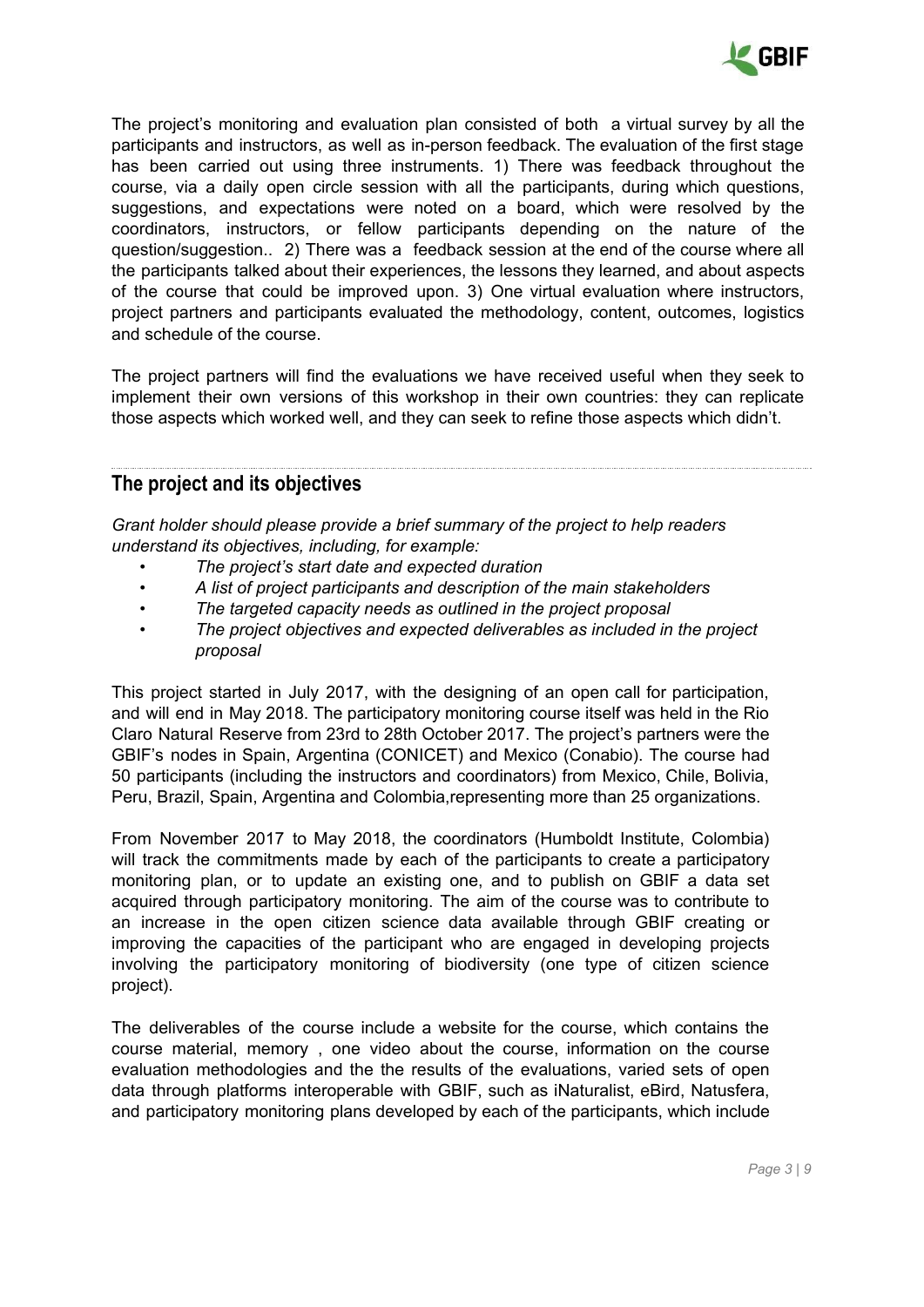The project's monitoring and evaluation plan consisted of both a virtual survey by all the participants and instructors, as well as in-person feedback. The evaluation of the first stage has been carried out using three instruments. 1) There was feedback throughout the course, via a daily open circle session with all the participants, during which questions, suggestions, and expectations were noted on a board, which were resolved by the coordinators, instructors, or fellow participants depending on the nature of the question/suggestion.. 2) There was a feedback session at the end of the course where all the participants talked about their experiences, the lessons they learned, and about aspects of the course that could be improved upon. 3) One virtual evaluation where instructors, project partners and participants evaluated the methodology, content, outcomes, logistics and schedule of the course.

The project partners will find the evaluations we have received useful when they seek to implement their own versions of this workshop in their own countries: they can replicate those aspects which worked well, and they can seek to refine those aspects which didn't.

## The project and its objectives

*Grant holder should please provide a brief summary of the project to help readers understand its objectives, including, for example:*

- *The project's start date and expected duration*
- *A list of project participants and description of the main stakeholders*
- *The targeted capacity needs as outlined in the project proposal*
- *The project objectives and expected deliverables as included in the project proposal*

This project started in July 2017, with the designing of an open call for participation, and will end in May 2018. The participatory monitoring course itself was held in the Rio Claro Natural Reserve from 23rd to 28th October 2017. The project's partners were the GBIF's nodes in Spain, Argentina (CONICET) and Mexico (Conabio). The course had 50 participants (including the instructors and coordinators) from Mexico, Chile, Bolivia, Peru, Brazil, Spain, Argentina and Colombia,representing more than 25 organizations.

From November 2017 to May 2018, the coordinators (Humboldt Institute, Colombia) will track the commitments made by each of the participants to create a participatory monitoring plan, or to update an existing one, and to publish on GBIF a data set acquired through participatory monitoring. The aim of the course was to contribute to an increase in the open citizen science data available through GBIF creating or improving the capacities of the participant who are engaged in developing projects involving the participatory monitoring of biodiversity (one type of citizen science project).

The deliverables of the course include a website for the course, which contains the course material, memory , one video about the course, information on the course evaluation methodologies and the the results of the evaluations, varied sets of open data through platforms interoperable with GBIF, such as iNaturalist, eBird, Natusfera, and participatory monitoring plans developed by each of the participants, which include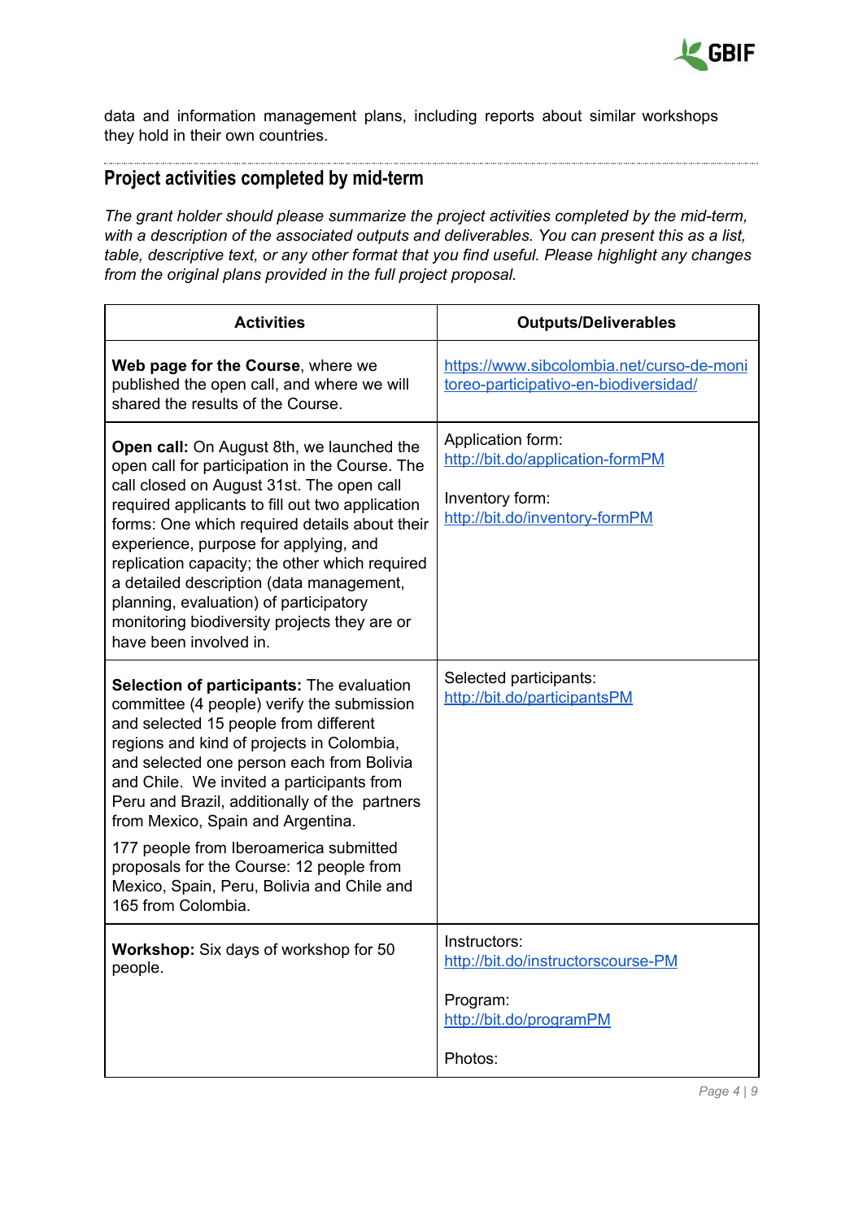data and information management plans, including reports about similar workshops they hold in their own countries.

## Project activities completed by mid-term

*The grant holder should please summarize the project activities completed by the mid-term, with a description of the associated outputs and deliverables. You can present this as a list, table, descriptive text, or any other format that you find useful. Please highlight any changes from the original plans provided in the full project proposal.*

| Activities | Outputs/Deliverables |
|---|---|
| **Web page for the Course**, where we published the open call, and where we will shared the results of the Course. | https://www.sibcolombia.net/curso-de-monitoreo-participativo-en-biodiversidad/ |
| **Open call:** On August 8th, we launched the open call for participation in the Course. The call closed on August 31st. The open call required applicants to fill out two application forms: One which required details about their experience, purpose for applying, and replication capacity; the other which required a detailed description (data management, planning, evaluation) of participatory monitoring biodiversity projects they are or have been involved in. | Application form: http://bit.do/application-formPM<br><br>Inventory form: http://bit.do/inventory-formPM |
| **Selection of participants:** The evaluation committee (4 people) verify the submission and selected 15 people from different regions and kind of projects in Colombia, and selected one person each from Bolivia and Chile. We invited a participants from Peru and Brazil, additionally of the partners from Mexico, Spain and Argentina.<br><br>177 people from Iberoamerica submitted proposals for the Course: 12 people from Mexico, Spain, Peru, Bolivia and Chile and 165 from Colombia. | Selected participants: http://bit.do/participantsPM |
| **Workshop:** Six days of workshop for 50 people. | Instructors: http://bit.do/instructorscourse-PM<br><br>Program: http://bit.do/programPM<br><br>Photos: |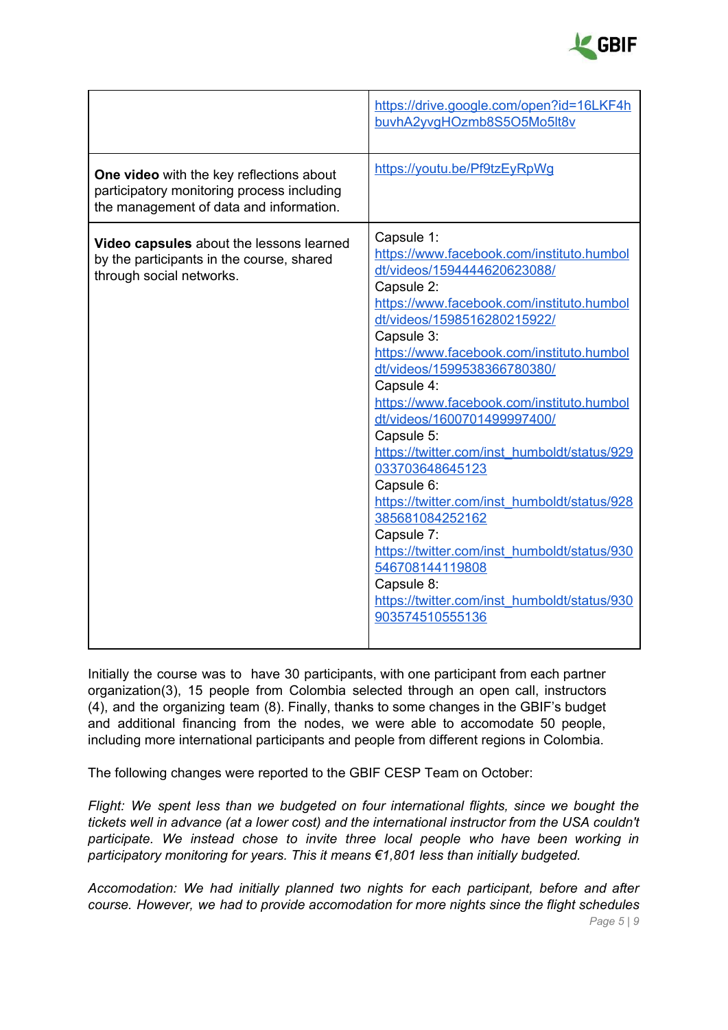|  |  |
| --- | --- |
|  | https://drive.google.com/open?id=16LKF4hbuvhA2yvgHOzmb8S5O5Mo5lt8v |
| **One video** with the key reflections about participatory monitoring process including the management of data and information. | https://youtu.be/Pf9tzEyRpWg |
| **Video capsules** about the lessons learned by the participants in the course, shared through social networks. | Capsule 1: https://www.facebook.com/instituto.humboldt/videos/1594444620623088/ Capsule 2: https://www.facebook.com/instituto.humboldt/videos/1598516280215922/ Capsule 3: https://www.facebook.com/instituto.humboldt/videos/1599538366780380/ Capsule 4: https://www.facebook.com/instituto.humboldt/videos/1600701499997400/ Capsule 5: https://twitter.com/inst_humboldt/status/929033703648645123 Capsule 6: https://twitter.com/inst_humboldt/status/928385681084252162 Capsule 7: https://twitter.com/inst_humboldt/status/930546708144119808 Capsule 8: https://twitter.com/inst_humboldt/status/930903574510555136 |

Initially the course was to have 30 participants, with one participant from each partner organization(3), 15 people from Colombia selected through an open call, instructors (4), and the organizing team (8). Finally, thanks to some changes in the GBIF's budget and additional financing from the nodes, we were able to accomodate 50 people, including more international participants and people from different regions in Colombia.

The following changes were reported to the GBIF CESP Team on October:

*Flight: We spent less than we budgeted on four international flights, since we bought the tickets well in advance (at a lower cost) and the international instructor from the USA couldn't participate. We instead chose to invite three local people who have been working in participatory monitoring for years. This it means €1,801 less than initially budgeted.*

*Accomodation: We had initially planned two nights for each participant, before and after course. However, we had to provide accomodation for more nights since the flight schedules*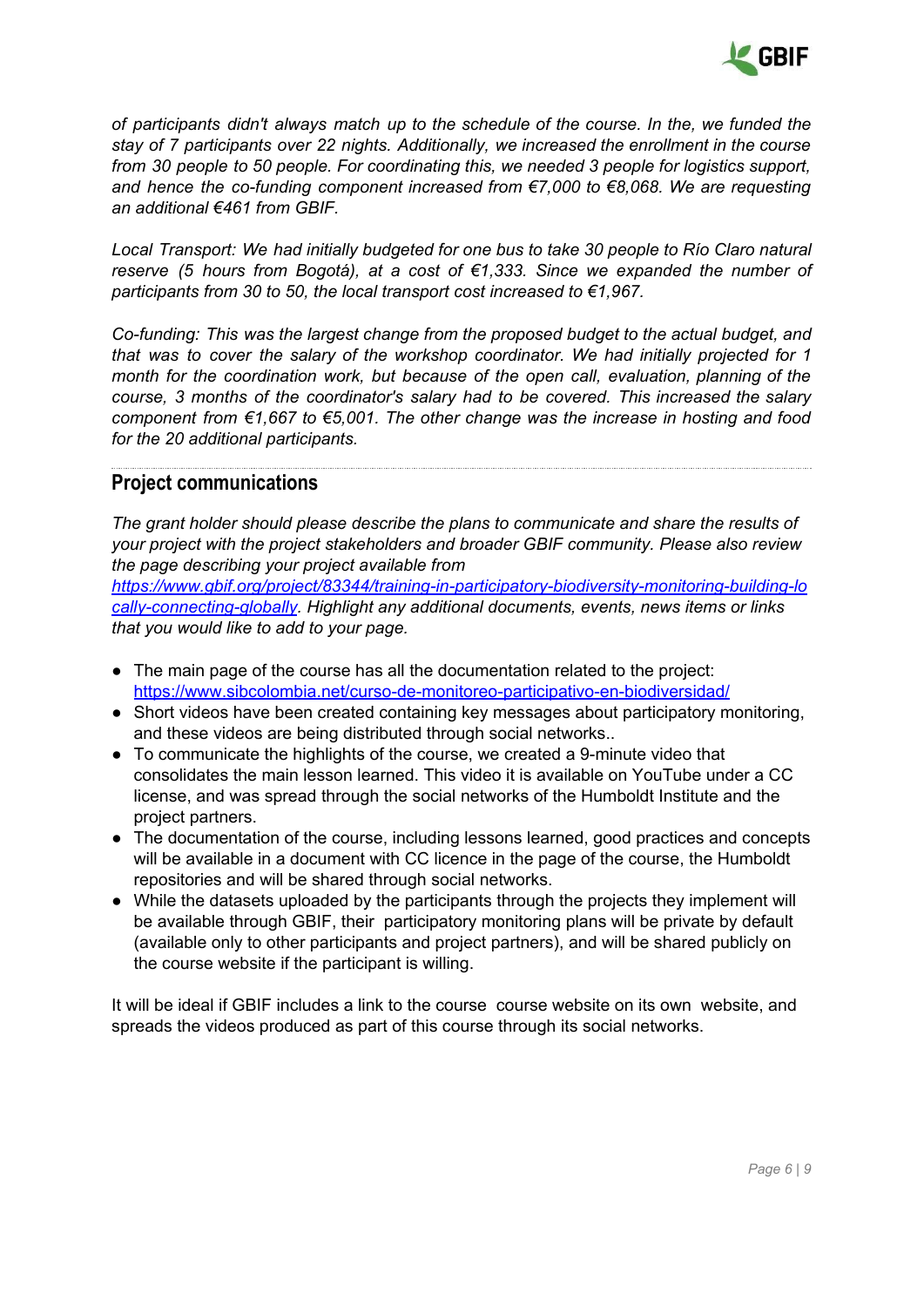*of participants didn't always match up to the schedule of the course. In the, we funded the stay of 7 participants over 22 nights. Additionally, we increased the enrollment in the course from 30 people to 50 people. For coordinating this, we needed 3 people for logistics support, and hence the co-funding component increased from €7,000 to €8,068. We are requesting an additional €461 from GBIF.*

*Local Transport: We had initially budgeted for one bus to take 30 people to Río Claro natural reserve (5 hours from Bogotá), at a cost of €1,333. Since we expanded the number of participants from 30 to 50, the local transport cost increased to €1,967.*

*Co-funding: This was the largest change from the proposed budget to the actual budget, and that was to cover the salary of the workshop coordinator. We had initially projected for 1 month for the coordination work, but because of the open call, evaluation, planning of the course, 3 months of the coordinator's salary had to be covered. This increased the salary component from €1,667 to €5,001. The other change was the increase in hosting and food for the 20 additional participants.*

## Project communications

*The grant holder should please describe the plans to communicate and share the results of your project with the project stakeholders and broader GBIF community. Please also review the page describing your project available from [https://www.gbif.org/project/83344/training-in-participatory-biodiversity-monitoring-building-locally-connecting-globally](https://www.gbif.org/project/83344/training-in-participatory-biodiversity-monitoring-building-locally-connecting-globally). Highlight any additional documents, events, news items or links that you would like to add to your page.*

- The main page of the course has all the documentation related to the project: [https://www.sibcolombia.net/curso-de-monitoreo-participativo-en-biodiversidad/](https://www.sibcolombia.net/curso-de-monitoreo-participativo-en-biodiversidad/)
- Short videos have been created containing key messages about participatory monitoring, and these videos are being distributed through social networks..
- To communicate the highlights of the course, we created a 9-minute video that consolidates the main lesson learned. This video it is available on YouTube under a CC license, and was spread through the social networks of the Humboldt Institute and the project partners.
- The documentation of the course, including lessons learned, good practices and concepts will be available in a document with CC licence in the page of the course, the Humboldt repositories and will be shared through social networks.
- While the datasets uploaded by the participants through the projects they implement will be available through GBIF, their participatory monitoring plans will be private by default (available only to other participants and project partners), and will be shared publicly on the course website if the participant is willing.

It will be ideal if GBIF includes a link to the course course website on its own website, and spreads the videos produced as part of this course through its social networks.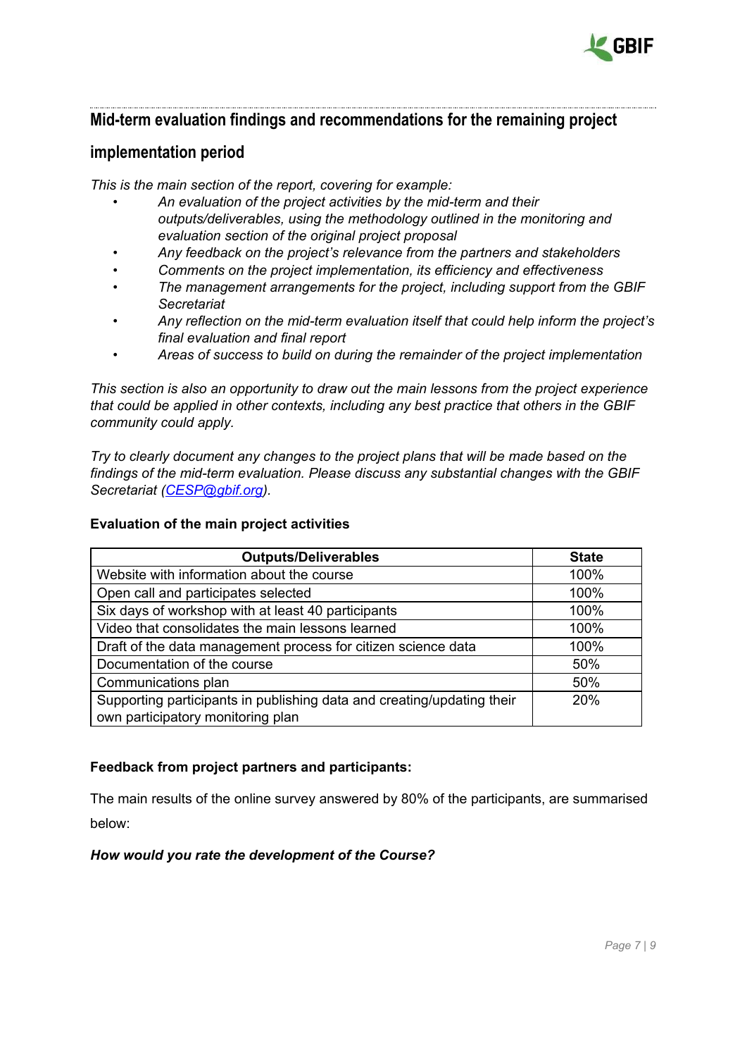## Mid-term evaluation findings and recommendations for the remaining project implementation period

*This is the main section of the report, covering for example:*

- *An evaluation of the project activities by the mid-term and their outputs/deliverables, using the methodology outlined in the monitoring and evaluation section of the original project proposal*
- *Any feedback on the project's relevance from the partners and stakeholders*
- *Comments on the project implementation, its efficiency and effectiveness*
- *The management arrangements for the project, including support from the GBIF Secretariat*
- *Any reflection on the mid-term evaluation itself that could help inform the project's final evaluation and final report*
- *Areas of success to build on during the remainder of the project implementation*

*This section is also an opportunity to draw out the main lessons from the project experience that could be applied in other contexts, including any best practice that others in the GBIF community could apply.*

*Try to clearly document any changes to the project plans that will be made based on the findings of the mid-term evaluation. Please discuss any substantial changes with the GBIF Secretariat (CESP@gbif.org).*

**Evaluation of the main project activities**

| Outputs/Deliverables | State |
|---|---|
| Website with information about the course | 100% |
| Open call and participates selected | 100% |
| Six days of workshop with at least 40 participants | 100% |
| Video that consolidates the main lessons learned | 100% |
| Draft of the data management process for citizen science data | 100% |
| Documentation of the course | 50% |
| Communications plan | 50% |
| Supporting participants in publishing data and creating/updating their own participatory monitoring plan | 20% |

**Feedback from project partners and participants:**

The main results of the online survey answered by 80% of the participants, are summarised below:

***How would you rate the development of the Course?***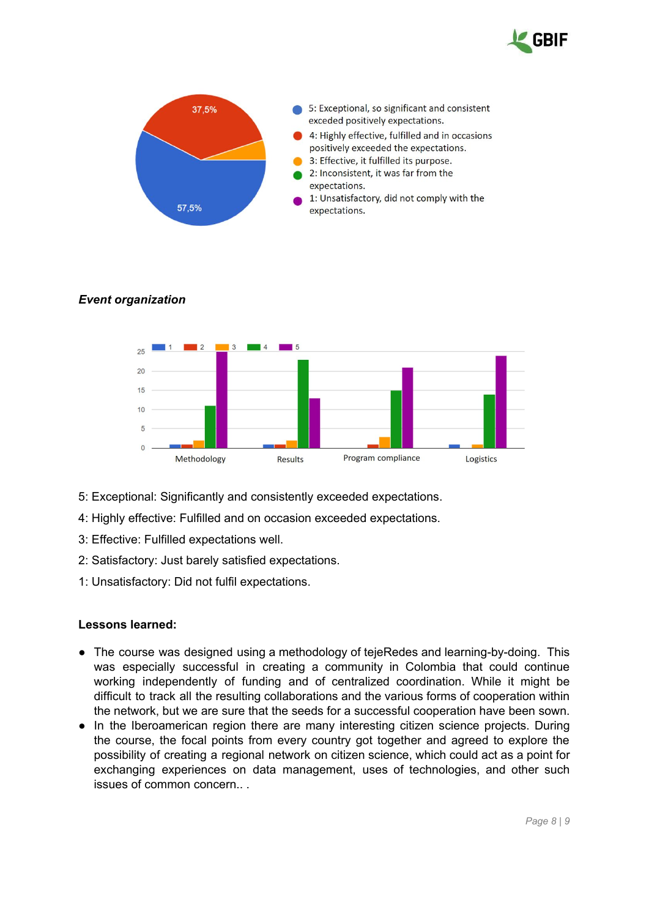*Event organization*

5: Exceptional: Significantly and consistently exceeded expectations.

4: Highly effective: Fulfilled and on occasion exceeded expectations.

3: Effective: Fulfilled expectations well.

2: Satisfactory: Just barely satisfied expectations.

1: Unsatisfactory: Did not fulfil expectations.

**Lessons learned:**

- The course was designed using a methodology of tejeRedes and learning-by-doing. This was especially successful in creating a community in Colombia that could continue working independently of funding and of centralized coordination. While it might be difficult to track all the resulting collaborations and the various forms of cooperation within the network, but we are sure that the seeds for a successful cooperation have been sown.
- In the Iberoamerican region there are many interesting citizen science projects. During the course, the focal points from every country got together and agreed to explore the possibility of creating a regional network on citizen science, which could act as a point for exchanging experiences on data management, uses of technologies, and other such issues of common concern.. .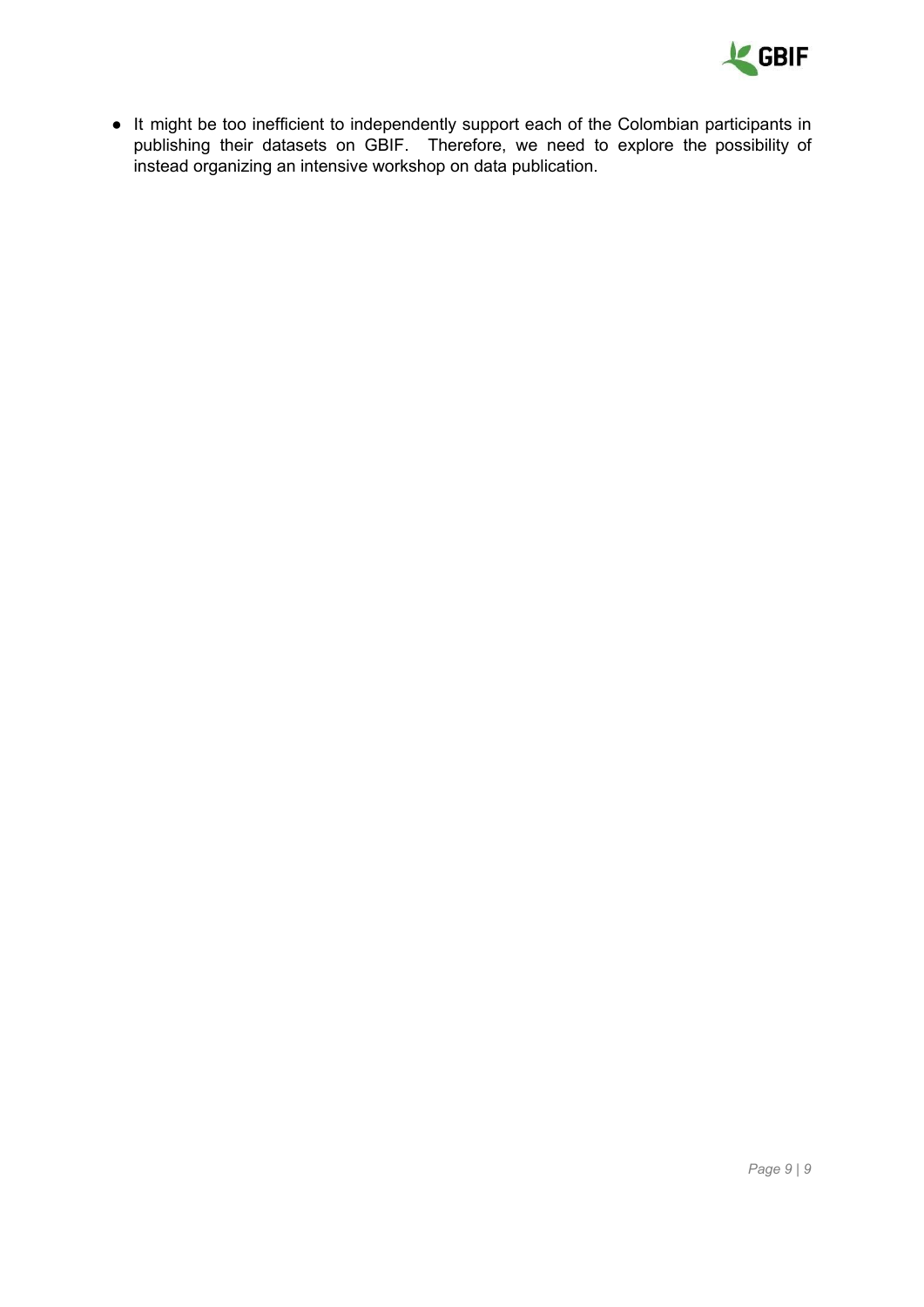- It might be too inefficient to independently support each of the Colombian participants in publishing their datasets on GBIF. Therefore, we need to explore the possibility of instead organizing an intensive workshop on data publication.